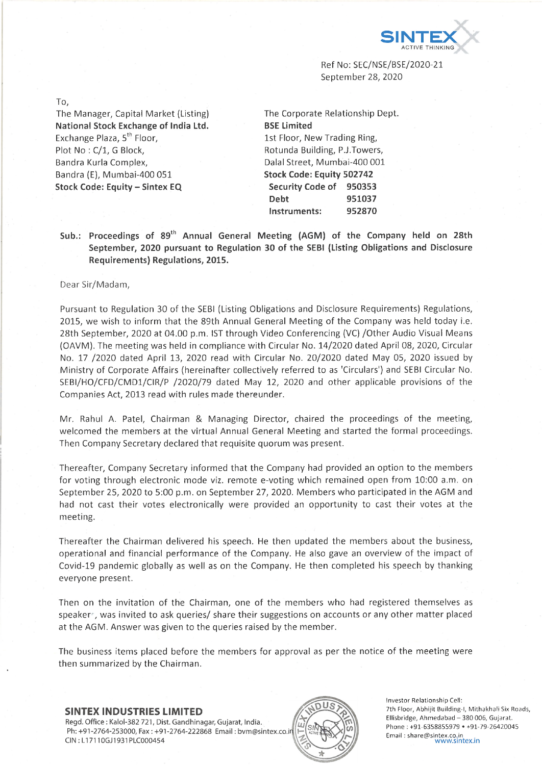Ref No: SEC/NSE/BSE/2020-21
September 28, 2020

To,

The Manager, Capital Market (Listing)
**National Stock Exchange of India Ltd.**
Exchange Plaza, 5th Floor,
Plot No : C/1, G Block,
Bandra Kurla Complex,
Bandra (E), Mumbai-400 051
**Stock Code: Equity – Sintex EQ**

The Corporate Relationship Dept.
**BSE Limited**
1st Floor, New Trading Ring,
Rotunda Building, P.J.Towers,
Dalal Street, Mumbai-400 001
**Stock Code: Equity 502742**

| | |
|---|---|
| **Security Code of Debt Instruments:** | **950353** |
| | **951037** |
| | **952870** |

**Sub.: Proceedings of 89th Annual General Meeting (AGM) of the Company held on 28th September, 2020 pursuant to Regulation 30 of the SEBI (Listing Obligations and Disclosure Requirements) Regulations, 2015.**

Dear Sir/Madam,

Pursuant to Regulation 30 of the SEBI (Listing Obligations and Disclosure Requirements) Regulations, 2015, we wish to inform that the 89th Annual General Meeting of the Company was held today i.e. 28th September, 2020 at 04.00 p.m. IST through Video Conferencing (VC) /Other Audio Visual Means (OAVM). The meeting was held in compliance with Circular No. 14/2020 dated April 08, 2020, Circular No. 17 /2020 dated April 13, 2020 read with Circular No. 20/2020 dated May 05, 2020 issued by Ministry of Corporate Affairs (hereinafter collectively referred to as 'Circulars') and SEBI Circular No. SEBI/HO/CFD/CMD1/CIR/P /2020/79 dated May 12, 2020 and other applicable provisions of the Companies Act, 2013 read with rules made thereunder.

Mr. Rahul A. Patel, Chairman & Managing Director, chaired the proceedings of the meeting, welcomed the members at the virtual Annual General Meeting and started the formal proceedings. Then Company Secretary declared that requisite quorum was present.

Thereafter, Company Secretary informed that the Company had provided an option to the members for voting through electronic mode viz. remote e-voting which remained open from 10:00 a.m. on September 25, 2020 to 5:00 p.m. on September 27, 2020. Members who participated in the AGM and had not cast their votes electronically were provided an opportunity to cast their votes at the meeting.

Thereafter the Chairman delivered his speech. He then updated the members about the business, operational and financial performance of the Company. He also gave an overview of the impact of Covid-19 pandemic globally as well as on the Company. He then completed his speech by thanking everyone present.

Then on the invitation of the Chairman, one of the members who had registered themselves as speaker, was invited to ask queries/ share their suggestions on accounts or any other matter placed at the AGM. Answer was given to the queries raised by the member.

The business items placed before the members for approval as per the notice of the meeting were then summarized by the Chairman.

**SINTEX INDUSTRIES LIMITED**
Regd. Office : Kalol-382 721, Dist. Gandhinagar, Gujarat, India.
Ph: +91-2764-253000, Fax : +91-2764-222868 Email : bvm@sintex.co.in
CIN : L17110GJ1931PLC000454

Investor Relationship Cell:
7th Floor, Abhijit Building-I, Mithakhali Six Roads,
Ellisbridge, Ahmedabad – 380 006, Gujarat.
Phone : +91-6358855979 • +91-79-26420045
Email : share@sintex.co.in
www.sintex.in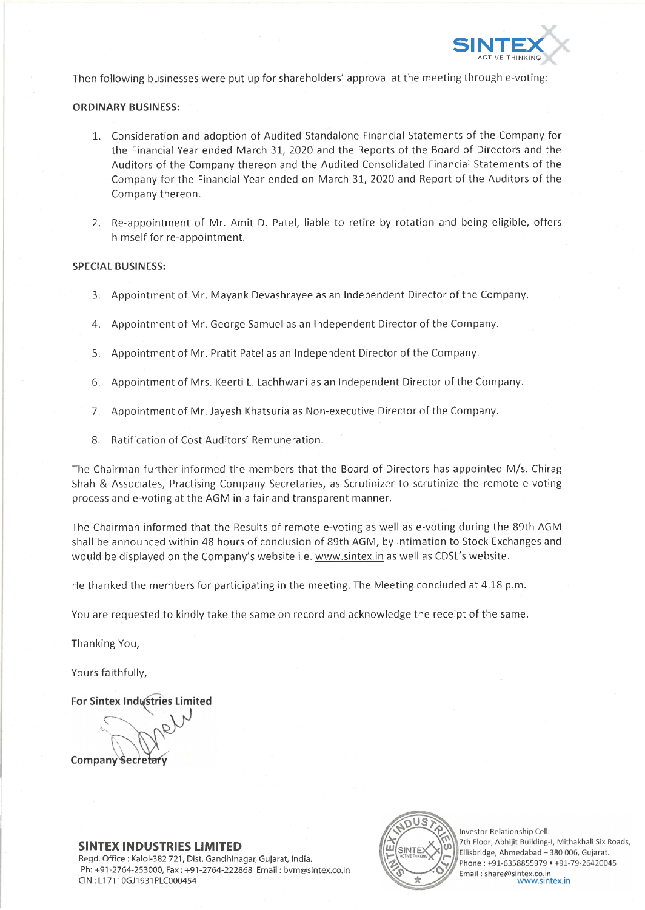Then following businesses were put up for shareholders' approval at the meeting through e-voting:

**ORDINARY BUSINESS:**

1. Consideration and adoption of Audited Standalone Financial Statements of the Company for the Financial Year ended March 31, 2020 and the Reports of the Board of Directors and the Auditors of the Company thereon and the Audited Consolidated Financial Statements of the Company for the Financial Year ended on March 31, 2020 and Report of the Auditors of the Company thereon.

2. Re-appointment of Mr. Amit D. Patel, liable to retire by rotation and being eligible, offers himself for re-appointment.

**SPECIAL BUSINESS:**

3. Appointment of Mr. Mayank Devashrayee as an Independent Director of the Company.

4. Appointment of Mr. George Samuel as an Independent Director of the Company.

5. Appointment of Mr. Pratit Patel as an Independent Director of the Company.

6. Appointment of Mrs. Keerti L. Lachhwani as an Independent Director of the Company.

7. Appointment of Mr. Jayesh Khatsuria as Non-executive Director of the Company.

8. Ratification of Cost Auditors' Remuneration.

The Chairman further informed the members that the Board of Directors has appointed M/s. Chirag Shah & Associates, Practising Company Secretaries, as Scrutinizer to scrutinize the remote e-voting process and e-voting at the AGM in a fair and transparent manner.

The Chairman informed that the Results of remote e-voting as well as e-voting during the 89th AGM shall be announced within 48 hours of conclusion of 89th AGM, by intimation to Stock Exchanges and would be displayed on the Company's website i.e. www.sintex.in as well as CDSL's website.

He thanked the members for participating in the meeting. The Meeting concluded at 4.18 p.m.

You are requested to kindly take the same on record and acknowledge the receipt of the same.

Thanking You,

Yours faithfully,

**For Sintex Industries Limited**

**Company Secretary**

**SINTEX INDUSTRIES LIMITED**
Regd. Office : Kalol-382 721, Dist. Gandhinagar, Gujarat, India.
Ph: +91-2764-253000, Fax : +91-2764-222868 Email : bvm@sintex.co.in
CIN : L17110GJ1931PLC000454

Investor Relationship Cell:
7th Floor, Abhijit Building-I, Mithakhali Six Roads, Ellisbridge, Ahmedabad – 380 006, Gujarat.
Phone : +91-6358855979 • +91-79-26420045
Email : share@sintex.co.in
www.sintex.in